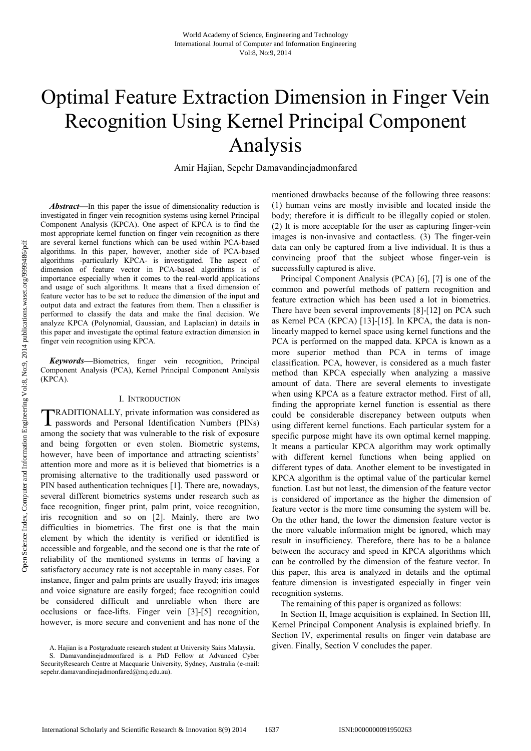# Optimal Feature Extraction Dimension in Finger Vein Recognition Using Kernel Principal Component Analysis

Amir Hajian, Sepehr Damavandinejadmonfared

***Abstract*—**In this paper the issue of dimensionality reduction is investigated in finger vein recognition systems using kernel Principal Component Analysis (KPCA). One aspect of KPCA is to find the most appropriate kernel function on finger vein recognition as there are several kernel functions which can be used within PCA-based algorithms. In this paper, however, another side of PCA-based algorithms -particularly KPCA- is investigated. The aspect of dimension of feature vector in PCA-based algorithms is of importance especially when it comes to the real-world applications and usage of such algorithms. It means that a fixed dimension of feature vector has to be set to reduce the dimension of the input and output data and extract the features from them. Then a classifier is performed to classify the data and make the final decision. We analyze KPCA (Polynomial, Gaussian, and Laplacian) in details in this paper and investigate the optimal feature extraction dimension in finger vein recognition using KPCA.

***Keywords*—**Biometrics, finger vein recognition, Principal Component Analysis (PCA), Kernel Principal Component Analysis (KPCA).

## I. Introduction

TRADITIONALLY, private information was considered as passwords and Personal Identification Numbers (PINs) among the society that was vulnerable to the risk of exposure and being forgotten or even stolen. Biometric systems, however, have been of importance and attracting scientists' attention more and more as it is believed that biometrics is a promising alternative to the traditionally used password or PIN based authentication techniques [1]. There are, nowadays, several different biometrics systems under research such as face recognition, finger print, palm print, voice recognition, iris recognition and so on [2]. Mainly, there are two difficulties in biometrics. The first one is that the main element by which the identity is verified or identified is accessible and forgeable, and the second one is that the rate of reliability of the mentioned systems in terms of having a satisfactory accuracy rate is not acceptable in many cases. For instance, finger and palm prints are usually frayed; iris images and voice signature are easily forged; face recognition could be considered difficult and unreliable when there are occlusions or face-lifts. Finger vein [3]-[5] recognition, however, is more secure and convenient and has none of the mentioned drawbacks because of the following three reasons: (1) human veins are mostly invisible and located inside the body; therefore it is difficult to be illegally copied or stolen. (2) It is more acceptable for the user as capturing finger-vein images is non-invasive and contactless. (3) The finger-vein data can only be captured from a live individual. It is thus a convincing proof that the subject whose finger-vein is successfully captured is alive.

Principal Component Analysis (PCA) [6], [7] is one of the common and powerful methods of pattern recognition and feature extraction which has been used a lot in biometrics. There have been several improvements [8]-[12] on PCA such as Kernel PCA (KPCA) [13]-[15]. In KPCA, the data is non-linearly mapped to kernel space using kernel functions and the PCA is performed on the mapped data. KPCA is known as a more superior method than PCA in terms of image classification. PCA, however, is considered as a much faster method than KPCA especially when analyzing a massive amount of data. There are several elements to investigate when using KPCA as a feature extractor method. First of all, finding the appropriate kernel function is essential as there could be considerable discrepancy between outputs when using different kernel functions. Each particular system for a specific purpose might have its own optimal kernel mapping. It means a particular KPCA algorithm may work optimally with different kernel functions when being applied on different types of data. Another element to be investigated in KPCA algorithm is the optimal value of the particular kernel function. Last but not least, the dimension of the feature vector is considered of importance as the higher the dimension of feature vector is the more time consuming the system will be. On the other hand, the lower the dimension feature vector is the more valuable information might be ignored, which may result in insufficiency. Therefore, there has to be a balance between the accuracy and speed in KPCA algorithms which can be controlled by the dimension of the feature vector. In this paper, this area is analyzed in details and the optimal feature dimension is investigated especially in finger vein recognition systems.

The remaining of this paper is organized as follows:

In Section II, Image acquisition is explained. In Section III, Kernel Principal Component Analysis is explained briefly. In Section IV, experimental results on finger vein database are given. Finally, Section V concludes the paper.

A. Hajian is a Postgraduate research student at University Sains Malaysia.

S. Damavandinejadmonfared is a PhD Fellow at Advanced Cyber SecurityResearch Centre at Macquarie University, Sydney, Australia (e-mail: sepehr.damavandinejadmonfared@mq.edu.au).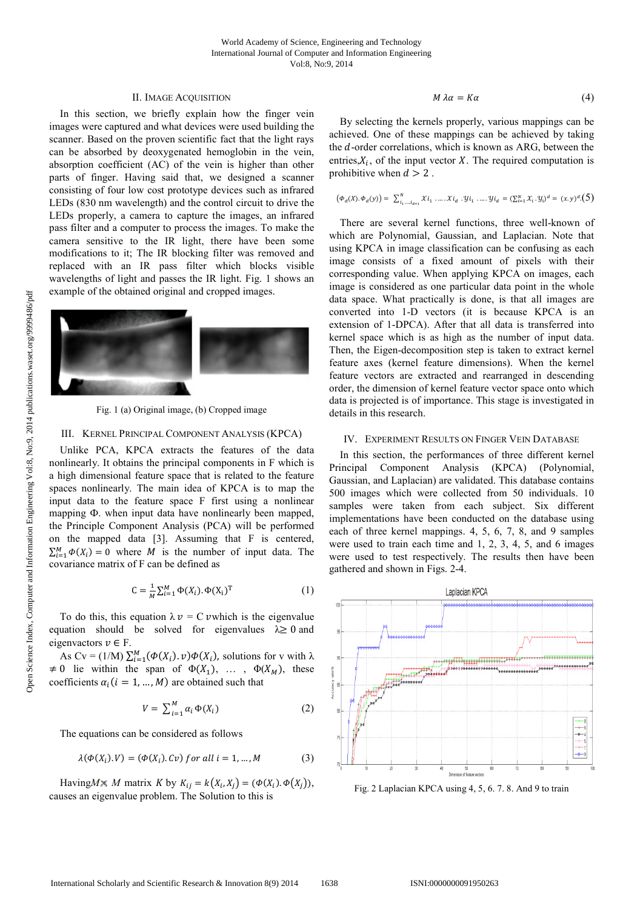## II. Image Acquisition

In this section, we briefly explain how the finger vein images were captured and what devices were used building the scanner. Based on the proven scientific fact that the light rays can be absorbed by deoxygenated hemoglobin in the vein, absorption coefficient (AC) of the vein is higher than other parts of finger. Having said that, we designed a scanner consisting of four low cost prototype devices such as infrared LEDs (830 nm wavelength) and the control circuit to drive the LEDs properly, a camera to capture the images, an infrared pass filter and a computer to process the images. To make the camera sensitive to the IR light, there have been some modifications to it; The IR blocking filter was removed and replaced with an IR pass filter which blocks visible wavelengths of light and passes the IR light. Fig. 1 shows an example of the obtained original and cropped images.

Fig. 1 (a) Original image, (b) Cropped image

## III. Kernel Principal Component Analysis (KPCA)

Unlike PCA, KPCA extracts the features of the data nonlinearly. It obtains the principal components in F which is a high dimensional feature space that is related to the feature spaces nonlinearly. The main idea of KPCA is to map the input data to the feature space F first using a nonlinear mapping Φ. when input data have nonlinearly been mapped, the Principle Component Analysis (PCA) will be performed on the mapped data [3]. Assuming that F is centered, $\sum_{i=1}^{M}\Phi(X_i)=0$ where $M$ is the number of input data. The covariance matrix of F can be defined as

$$\mathrm{C}=\frac{1}{M}\sum_{i=1}^{M}\Phi(X_i).\Phi(X_i)^{\mathrm{T}} \tag{1}$$

To do this, this equation $\lambda\, v = \mathrm{C}\, v$ which is the eigenvalue equation should be solved for eigenvalues $\lambda \geq 0$ and eigenvactors $v \in$ F.

As $\mathrm{C}v = (1/\mathrm{M})\sum_{i=1}^{M}(\Phi(X_i).v)\Phi(X_i)$, solutions for v with $\lambda \neq 0$ lie within the span of $\Phi(X_1)$, … , $\Phi(X_M)$, these coefficients $\alpha_i (i=1,\dots,M)$ are obtained such that

$$V=\sum_{i=1}^{M}\alpha_i\,\Phi(X_i) \tag{2}$$

The equations can be considered as follows

$$\lambda(\Phi(X_i).V)=(\Phi(X_i).Cv)\ for\ all\ i=1,\dots,M \tag{3}$$

Having $M \times M$ matrix $K$ by $K_{ij}=k(X_i,X_j)=(\Phi(X_i).\Phi(X_j))$, causes an eigenvalue problem. The Solution to this is

$$M\,\lambda\alpha = K\alpha \tag{4}$$

By selecting the kernels properly, various mappings can be achieved. One of these mappings can be achieved by taking the $d$-order correlations, which is known as ARG, between the entries, $X_i$, of the input vector $X$. The required computation is prohibitive when $d > 2$.

$$(\Phi_d(X).\Phi_d(y)) = \sum_{i_1,\dots,i_d=1}^{N} x_{i_1}\dots x_{i_d}.y_{i_1}\dots y_{i_d} = (\textstyle\sum_{i=1}^{N} x_i.y_i)^d = (x.y)^d \tag{5}$$

There are several kernel functions, three well-known of which are Polynomial, Gaussian, and Laplacian. Note that using KPCA in image classification can be confusing as each image consists of a fixed amount of pixels with their corresponding value. When applying KPCA on images, each image is considered as one particular data point in the whole data space. What practically is done, is that all images are converted into 1-D vectors (it is because KPCA is an extension of 1-DPCA). After that all data is transferred into kernel space which is as high as the number of input data. Then, the Eigen-decomposition step is taken to extract kernel feature axes (kernel feature dimensions). When the kernel feature vectors are extracted and rearranged in descending order, the dimension of kernel feature vector space onto which data is projected is of importance. This stage is investigated in details in this research.

## IV. Experiment Results on Finger Vein Database

In this section, the performances of three different kernel Principal Component Analysis (KPCA) (Polynomial, Gaussian, and Laplacian) are validated. This database contains 500 images which were collected from 50 individuals. 10 samples were taken from each subject. Six different implementations have been conducted on the database using each of three kernel mappings. 4, 5, 6, 7, 8, and 9 samples were used to train each time and 1, 2, 3, 4, 5, and 6 images were used to test respectively. The results then have been gathered and shown in Figs. 2-4.

Fig. 2 Laplacian KPCA using 4, 5, 6. 7. 8. And 9 to train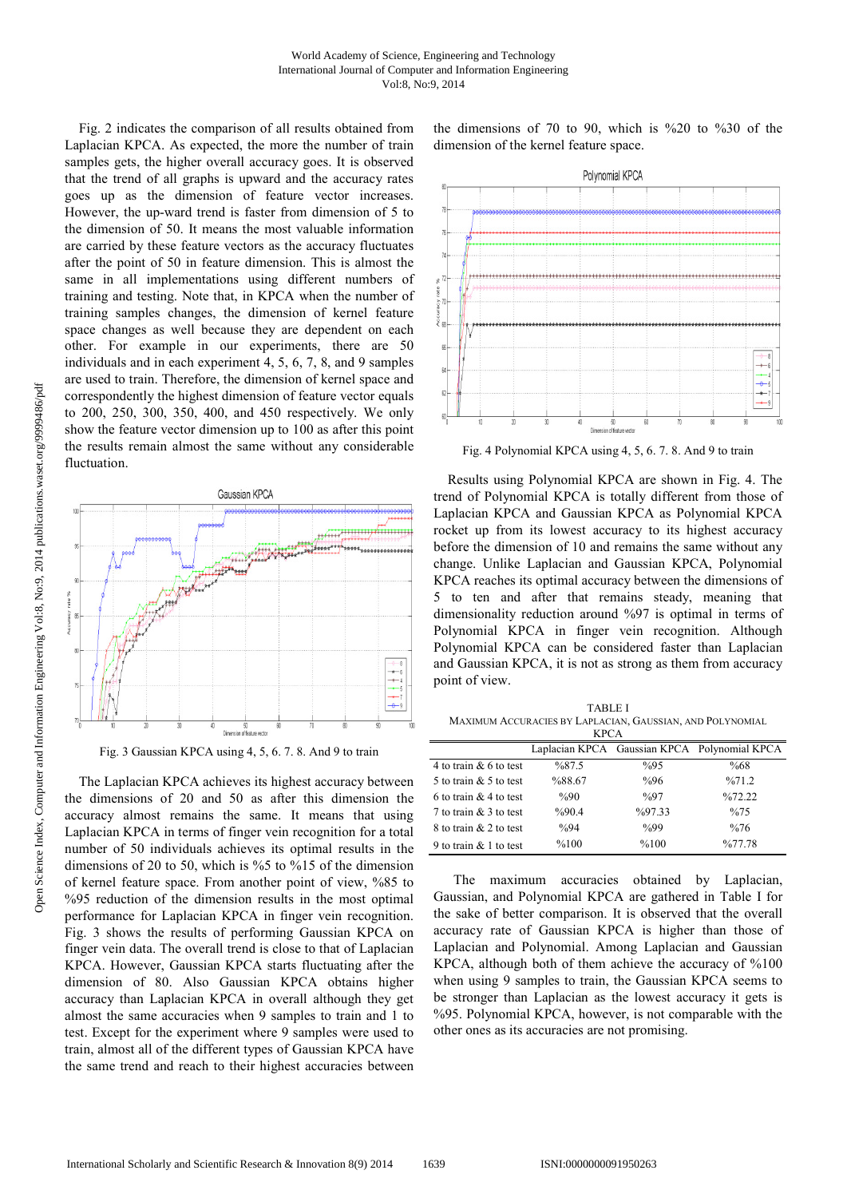Fig. 2 indicates the comparison of all results obtained from Laplacian KPCA. As expected, the more the number of train samples gets, the higher overall accuracy goes. It is observed that the trend of all graphs is upward and the accuracy rates goes up as the dimension of feature vector increases. However, the up-ward trend is faster from dimension of 5 to the dimension of 50. It means the most valuable information are carried by these feature vectors as the accuracy fluctuates after the point of 50 in feature dimension. This is almost the same in all implementations using different numbers of training and testing. Note that, in KPCA when the number of training samples changes, the dimension of kernel feature space changes as well because they are dependent on each other. For example in our experiments, there are 50 individuals and in each experiment 4, 5, 6, 7, 8, and 9 samples are used to train. Therefore, the dimension of kernel space and correspondently the highest dimension of feature vector equals to 200, 250, 300, 350, 400, and 450 respectively. We only show the feature vector dimension up to 100 as after this point the results remain almost the same without any considerable fluctuation.

Fig. 3 Gaussian KPCA using 4, 5, 6. 7. 8. And 9 to train

The Laplacian KPCA achieves its highest accuracy between the dimensions of 20 and 50 as after this dimension the accuracy almost remains the same. It means that using Laplacian KPCA in terms of finger vein recognition for a total number of 50 individuals achieves its optimal results in the dimensions of 20 to 50, which is %5 to %15 of the dimension of kernel feature space. From another point of view, %85 to %95 reduction of the dimension results in the most optimal performance for Laplacian KPCA in finger vein recognition. Fig. 3 shows the results of performing Gaussian KPCA on finger vein data. The overall trend is close to that of Laplacian KPCA. However, Gaussian KPCA starts fluctuating after the dimension of 80. Also Gaussian KPCA obtains higher accuracy than Laplacian KPCA in overall although they get almost the same accuracies when 9 samples to train and 1 to test. Except for the experiment where 9 samples were used to train, almost all of the different types of Gaussian KPCA have the same trend and reach to their highest accuracies between the dimensions of 70 to 90, which is %20 to %30 of the dimension of the kernel feature space.

Fig. 4 Polynomial KPCA using 4, 5, 6. 7. 8. And 9 to train

Results using Polynomial KPCA are shown in Fig. 4. The trend of Polynomial KPCA is totally different from those of Laplacian KPCA and Gaussian KPCA as Polynomial KPCA rocket up from its lowest accuracy to its highest accuracy before the dimension of 10 and remains the same without any change. Unlike Laplacian and Gaussian KPCA, Polynomial KPCA reaches its optimal accuracy between the dimensions of 5 to ten and after that remains steady, meaning that dimensionality reduction around %97 is optimal in terms of Polynomial KPCA in finger vein recognition. Although Polynomial KPCA can be considered faster than Laplacian and Gaussian KPCA, it is not as strong as them from accuracy point of view.

TABLE I
MAXIMUM ACCURACIES BY LAPLACIAN, GAUSSIAN, AND POLYNOMIAL KPCA

| | Laplacian KPCA | Gaussian KPCA | Polynomial KPCA |
|---|---|---|---|
| 4 to train & 6 to test | %87.5 | %95 | %68 |
| 5 to train & 5 to test | %88.67 | %96 | %71.2 |
| 6 to train & 4 to test | %90 | %97 | %72.22 |
| 7 to train & 3 to test | %90.4 | %97.33 | %75 |
| 8 to train & 2 to test | %94 | %99 | %76 |
| 9 to train & 1 to test | %100 | %100 | %77.78 |

The maximum accuracies obtained by Laplacian, Gaussian, and Polynomial KPCA are gathered in Table I for the sake of better comparison. It is observed that the overall accuracy rate of Gaussian KPCA is higher than those of Laplacian and Polynomial. Among Laplacian and Gaussian KPCA, although both of them achieve the accuracy of %100 when using 9 samples to train, the Gaussian KPCA seems to be stronger than Laplacian as the lowest accuracy it gets is %95. Polynomial KPCA, however, is not comparable with the other ones as its accuracies are not promising.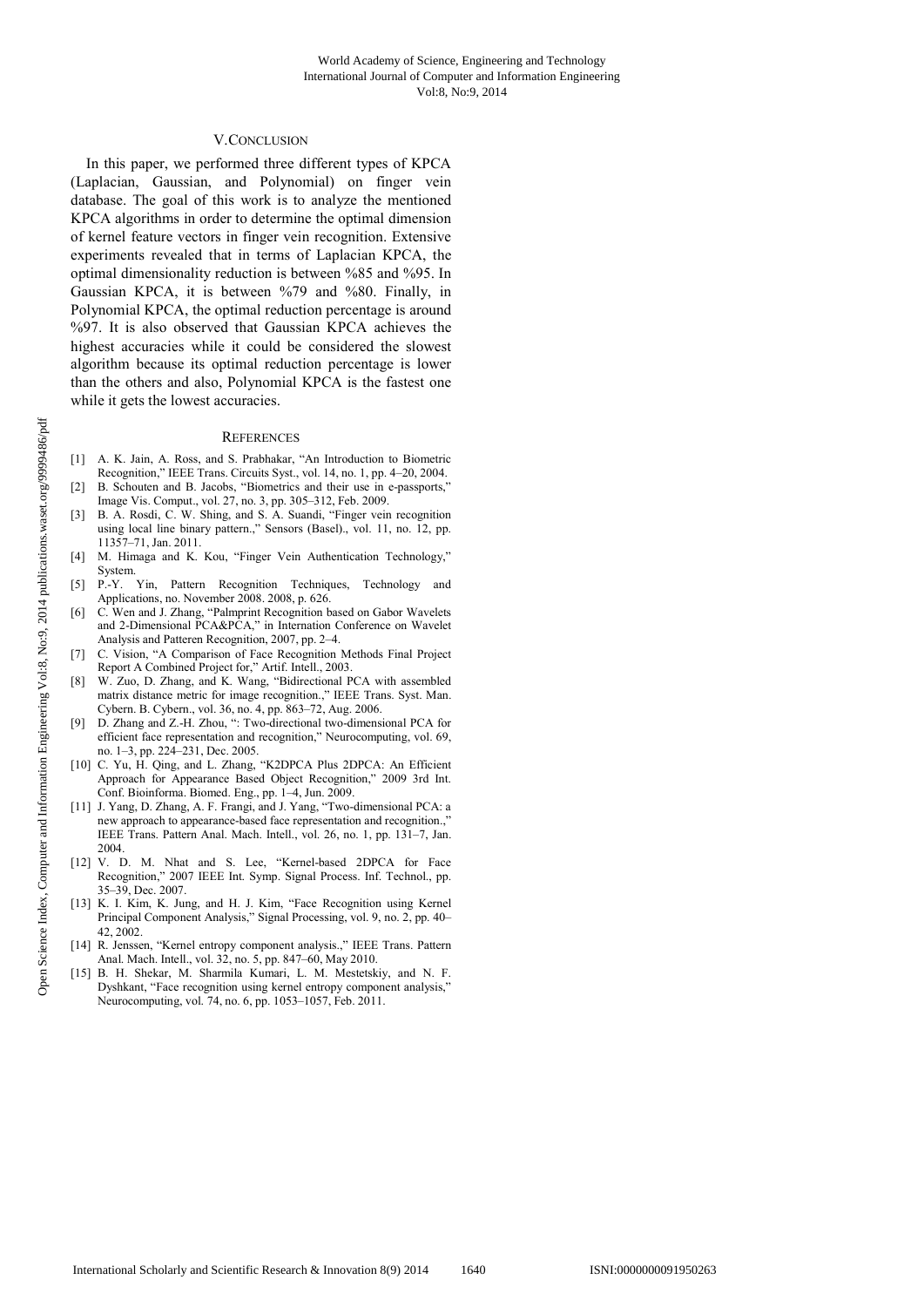## V. CONCLUSION

In this paper, we performed three different types of KPCA (Laplacian, Gaussian, and Polynomial) on finger vein database. The goal of this work is to analyze the mentioned KPCA algorithms in order to determine the optimal dimension of kernel feature vectors in finger vein recognition. Extensive experiments revealed that in terms of Laplacian KPCA, the optimal dimensionality reduction is between %85 and %95. In Gaussian KPCA, it is between %79 and %80. Finally, in Polynomial KPCA, the optimal reduction percentage is around %97. It is also observed that Gaussian KPCA achieves the highest accuracies while it could be considered the slowest algorithm because its optimal reduction percentage is lower than the others and also, Polynomial KPCA is the fastest one while it gets the lowest accuracies.

## REFERENCES

[1] A. K. Jain, A. Ross, and S. Prabhakar, "An Introduction to Biometric Recognition," IEEE Trans. Circuits Syst., vol. 14, no. 1, pp. 4–20, 2004.

[2] B. Schouten and B. Jacobs, "Biometrics and their use in e-passports," Image Vis. Comput., vol. 27, no. 3, pp. 305–312, Feb. 2009.

[3] B. A. Rosdi, C. W. Shing, and S. A. Suandi, "Finger vein recognition using local line binary pattern.," Sensors (Basel)., vol. 11, no. 12, pp. 11357–71, Jan. 2011.

[4] M. Himaga and K. Kou, "Finger Vein Authentication Technology," System.

[5] P.-Y. Yin, Pattern Recognition Techniques, Technology and Applications, no. November 2008. 2008, p. 626.

[6] C. Wen and J. Zhang, "Palmprint Recognition based on Gabor Wavelets and 2-Dimensional PCA&PCA," in Internation Conference on Wavelet Analysis and Patteren Recognition, 2007, pp. 2–4.

[7] C. Vision, "A Comparison of Face Recognition Methods Final Project Report A Combined Project for," Artif. Intell., 2003.

[8] W. Zuo, D. Zhang, and K. Wang, "Bidirectional PCA with assembled matrix distance metric for image recognition.," IEEE Trans. Syst. Man. Cybern. B. Cybern., vol. 36, no. 4, pp. 863–72, Aug. 2006.

[9] D. Zhang and Z.-H. Zhou, ": Two-directional two-dimensional PCA for efficient face representation and recognition," Neurocomputing, vol. 69, no. 1–3, pp. 224–231, Dec. 2005.

[10] C. Yu, H. Qing, and L. Zhang, "K2DPCA Plus 2DPCA: An Efficient Approach for Appearance Based Object Recognition," 2009 3rd Int. Conf. Bioinforma. Biomed. Eng., pp. 1–4, Jun. 2009.

[11] J. Yang, D. Zhang, A. F. Frangi, and J. Yang, "Two-dimensional PCA: a new approach to appearance-based face representation and recognition.," IEEE Trans. Pattern Anal. Mach. Intell., vol. 26, no. 1, pp. 131–7, Jan. 2004.

[12] V. D. M. Nhat and S. Lee, "Kernel-based 2DPCA for Face Recognition," 2007 IEEE Int. Symp. Signal Process. Inf. Technol., pp. 35–39, Dec. 2007.

[13] K. I. Kim, K. Jung, and H. J. Kim, "Face Recognition using Kernel Principal Component Analysis," Signal Processing, vol. 9, no. 2, pp. 40–42, 2002.

[14] R. Jenssen, "Kernel entropy component analysis.," IEEE Trans. Pattern Anal. Mach. Intell., vol. 32, no. 5, pp. 847–60, May 2010.

[15] B. H. Shekar, M. Sharmila Kumari, L. M. Mestetskiy, and N. F. Dyshkant, "Face recognition using kernel entropy component analysis," Neurocomputing, vol. 74, no. 6, pp. 1053–1057, Feb. 2011.